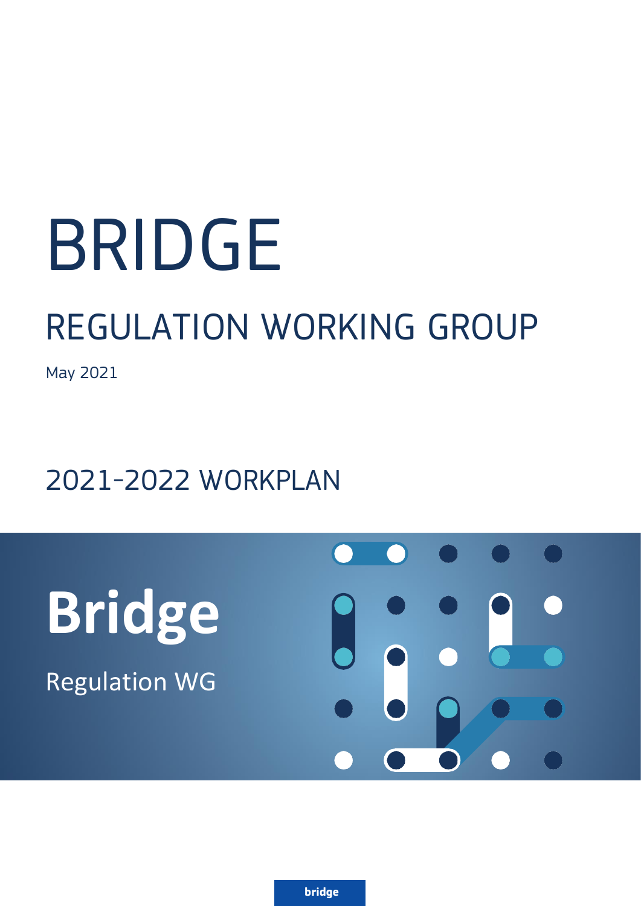# BRIDGE

## REGULATION WORKING GROUP

May 2021

## 2021-2022 WORKPLAN

**Bridge**

Regulation WG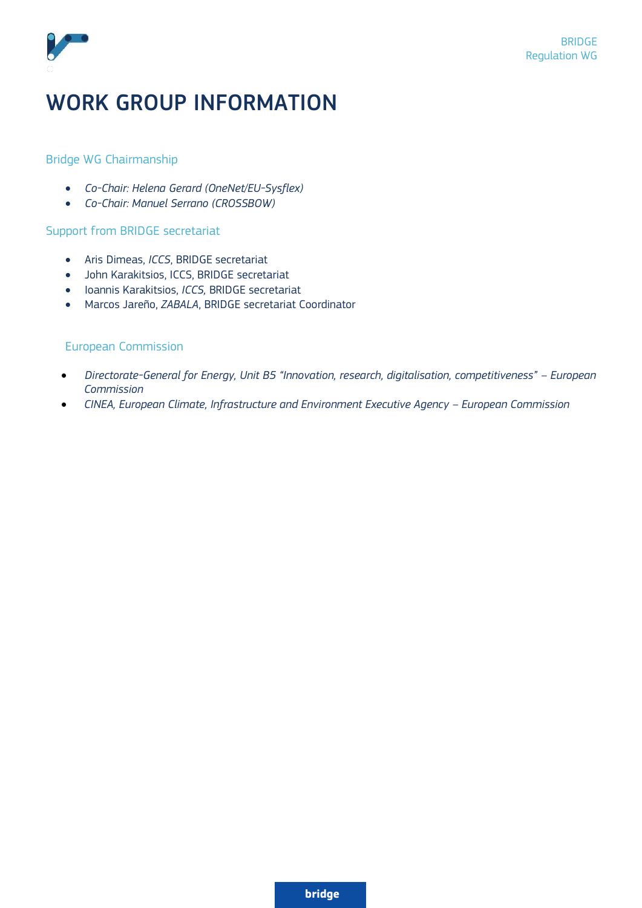# WORK GROUP INFORMATION

## Bridge WG Chairmanship

- *Co-Chair: Helena Gerard (OneNet/EU-Sysflex)*
- *Co-Chair: Manuel Serrano (CROSSBOW)*

## Support from BRIDGE secretariat

- Aris Dimeas, *ICCS*, BRIDGE secretariat
- John Karakitsios, ICCS, BRIDGE secretariat
- Ioannis Karakitsios, *ICCS*, BRIDGE secretariat
- Marcos Jareño, *ZABALA*, BRIDGE secretariat Coordinator

## European Commission

- *Directorate-General for Energy, Unit B5 "Innovation, research, digitalisation, competitiveness" – European Commission*
- *CINEA, European Climate, Infrastructure and Environment Executive Agency – European Commission*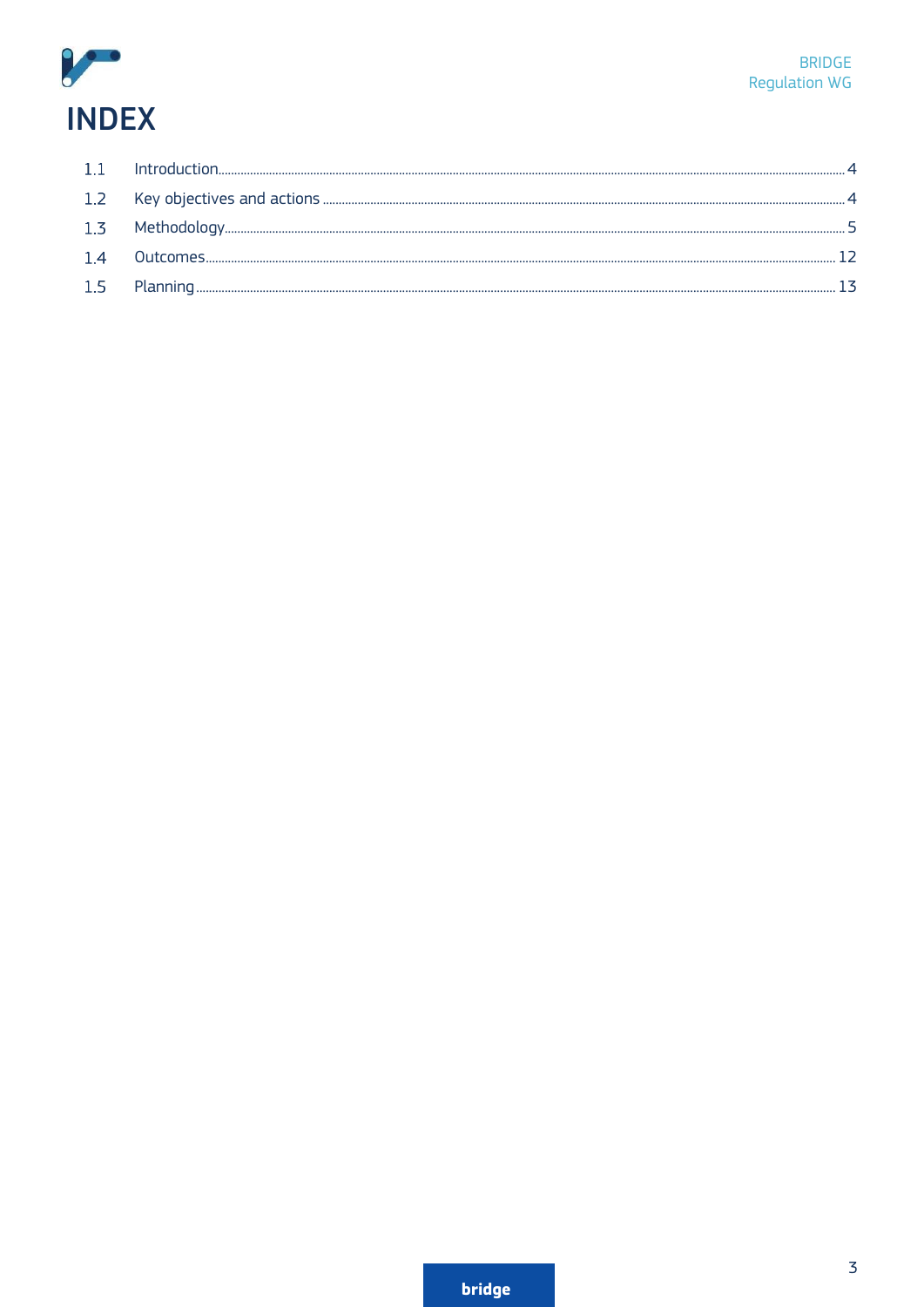# INDEX

| | | |
|---|---|---|
| 1.1 | Introduction | 4 |
| 1.2 | Key objectives and actions | 4 |
| 1.3 | Methodology | 5 |
| 1.4 | Outcomes | 12 |
| 1.5 | Planning | 13 |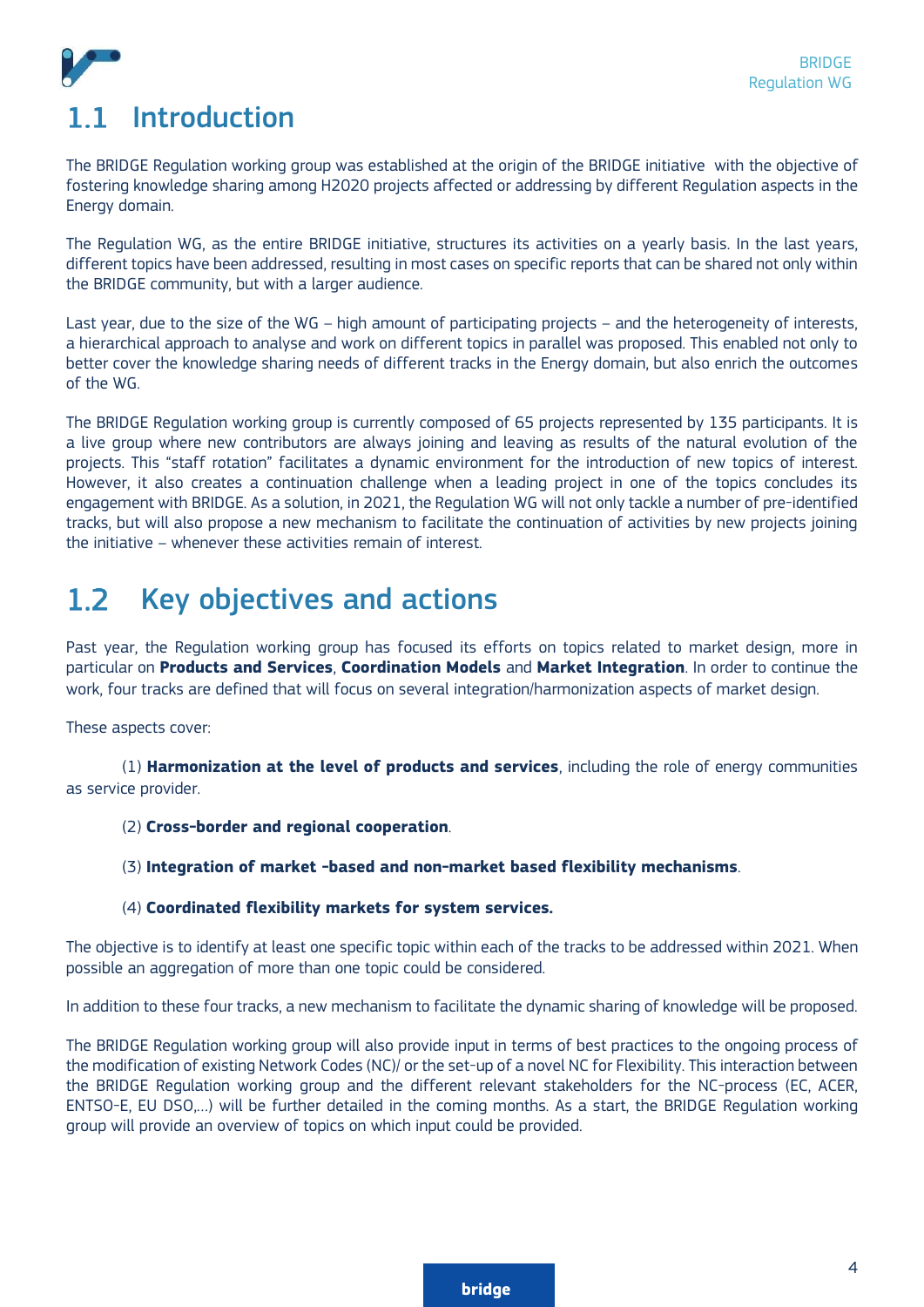## 1.1 Introduction

The BRIDGE Regulation working group was established at the origin of the BRIDGE initiative with the objective of fostering knowledge sharing among H2020 projects affected or addressing by different Regulation aspects in the Energy domain.

The Regulation WG, as the entire BRIDGE initiative, structures its activities on a yearly basis. In the last years, different topics have been addressed, resulting in most cases on specific reports that can be shared not only within the BRIDGE community, but with a larger audience.

Last year, due to the size of the WG – high amount of participating projects – and the heterogeneity of interests, a hierarchical approach to analyse and work on different topics in parallel was proposed. This enabled not only to better cover the knowledge sharing needs of different tracks in the Energy domain, but also enrich the outcomes of the WG.

The BRIDGE Regulation working group is currently composed of 65 projects represented by 135 participants. It is a live group where new contributors are always joining and leaving as results of the natural evolution of the projects. This "staff rotation" facilitates a dynamic environment for the introduction of new topics of interest. However, it also creates a continuation challenge when a leading project in one of the topics concludes its engagement with BRIDGE. As a solution, in 2021, the Regulation WG will not only tackle a number of pre-identified tracks, but will also propose a new mechanism to facilitate the continuation of activities by new projects joining the initiative – whenever these activities remain of interest.

## 1.2 Key objectives and actions

Past year, the Regulation working group has focused its efforts on topics related to market design, more in particular on **Products and Services**, **Coordination Models** and **Market Integration**. In order to continue the work, four tracks are defined that will focus on several integration/harmonization aspects of market design.

These aspects cover:

(1) **Harmonization at the level of products and services**, including the role of energy communities as service provider.

(2) **Cross-border and regional cooperation**.

(3) **Integration of market -based and non-market based flexibility mechanisms**.

(4) **Coordinated flexibility markets for system services.**

The objective is to identify at least one specific topic within each of the tracks to be addressed within 2021. When possible an aggregation of more than one topic could be considered.

In addition to these four tracks, a new mechanism to facilitate the dynamic sharing of knowledge will be proposed.

The BRIDGE Regulation working group will also provide input in terms of best practices to the ongoing process of the modification of existing Network Codes (NC)/ or the set-up of a novel NC for Flexibility. This interaction between the BRIDGE Regulation working group and the different relevant stakeholders for the NC-process (EC, ACER, ENTSO-E, EU DSO,…) will be further detailed in the coming months. As a start, the BRIDGE Regulation working group will provide an overview of topics on which input could be provided.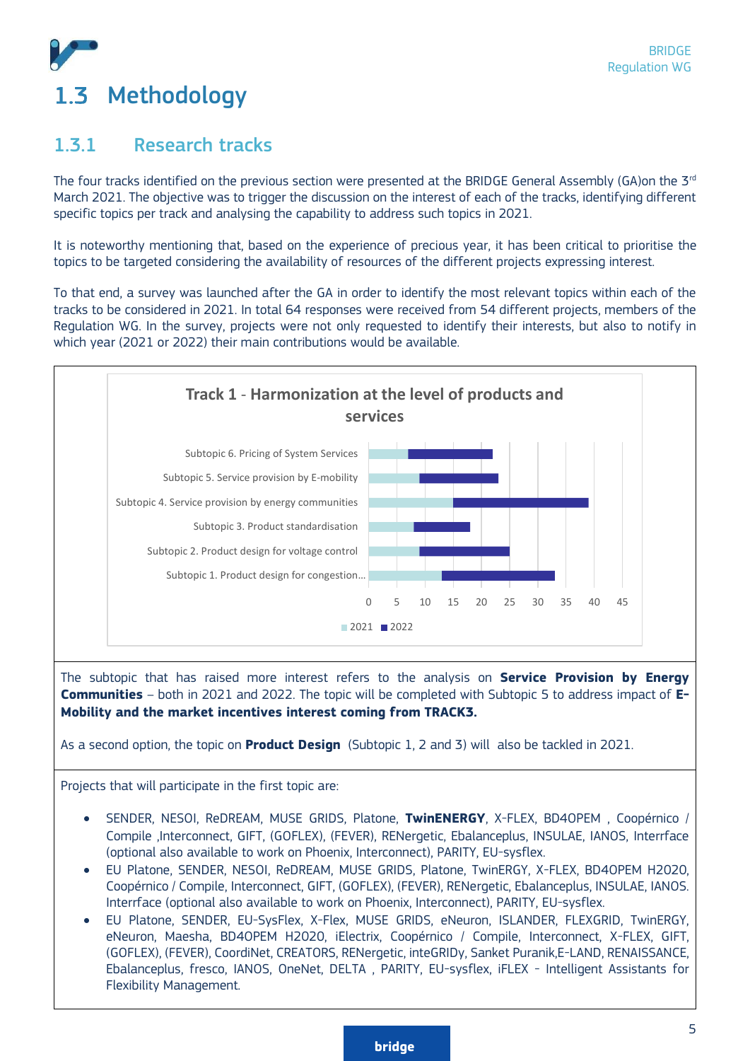# 1.3 Methodology

## 1.3.1 Research tracks

The four tracks identified on the previous section were presented at the BRIDGE General Assembly (GA)on the 3rd March 2021. The objective was to trigger the discussion on the interest of each of the tracks, identifying different specific topics per track and analysing the capability to address such topics in 2021.

It is noteworthy mentioning that, based on the experience of precious year, it has been critical to prioritise the topics to be targeted considering the availability of resources of the different projects expressing interest.

To that end, a survey was launched after the GA in order to identify the most relevant topics within each of the tracks to be considered in 2021. In total 64 responses were received from 54 different projects, members of the Regulation WG. In the survey, projects were not only requested to identify their interests, but also to notify in which year (2021 or 2022) their main contributions would be available.

**Track 1 - Harmonization at the level of products and services**

- Subtopic 6. Pricing of System Services
- Subtopic 5. Service provision by E-mobility
- Subtopic 4. Service provision by energy communities
- Subtopic 3. Product standardisation
- Subtopic 2. Product design for voltage control
- Subtopic 1. Product design for congestion...

2021 / 2022

The subtopic that has raised more interest refers to the analysis on **Service Provision by Energy Communities** – both in 2021 and 2022. The topic will be completed with Subtopic 5 to address impact of **E-Mobility and the market incentives interest coming from TRACK3.**

As a second option, the topic on **Product Design** (Subtopic 1, 2 and 3) will also be tackled in 2021.

Projects that will participate in the first topic are:

- SENDER, NESOI, ReDREAM, MUSE GRIDS, Platone, **TwinENERGY**, X-FLEX, BD4OPEM , Coopérnico / Compile ,Interconnect, GIFT, (GOFLEX), (FEVER), RENergetic, Ebalanceplus, INSULAE, IANOS, Interrface (optional also available to work on Phoenix, Interconnect), PARITY, EU-sysflex.
- EU Platone, SENDER, NESOI, ReDREAM, MUSE GRIDS, Platone, TwinERGY, X-FLEX, BD4OPEM H2020, Coopérnico / Compile, Interconnect, GIFT, (GOFLEX), (FEVER), RENergetic, Ebalanceplus, INSULAE, IANOS. Interrface (optional also available to work on Phoenix, Interconnect), PARITY, EU-sysflex.
- EU Platone, SENDER, EU-SysFlex, X-Flex, MUSE GRIDS, eNeuron, ISLANDER, FLEXGRID, TwinERGY, eNeuron, Maesha, BD4OPEM H2020, iElectrix, Coopérnico / Compile, Interconnect, X-FLEX, GIFT, (GOFLEX), (FEVER), CoordiNet, CREATORS, RENergetic, inteGRIDy, Sanket Puranik,E-LAND, RENAISSANCE, Ebalanceplus, fresco, IANOS, OneNet, DELTA , PARITY, EU-sysflex, iFLEX - Intelligent Assistants for Flexibility Management.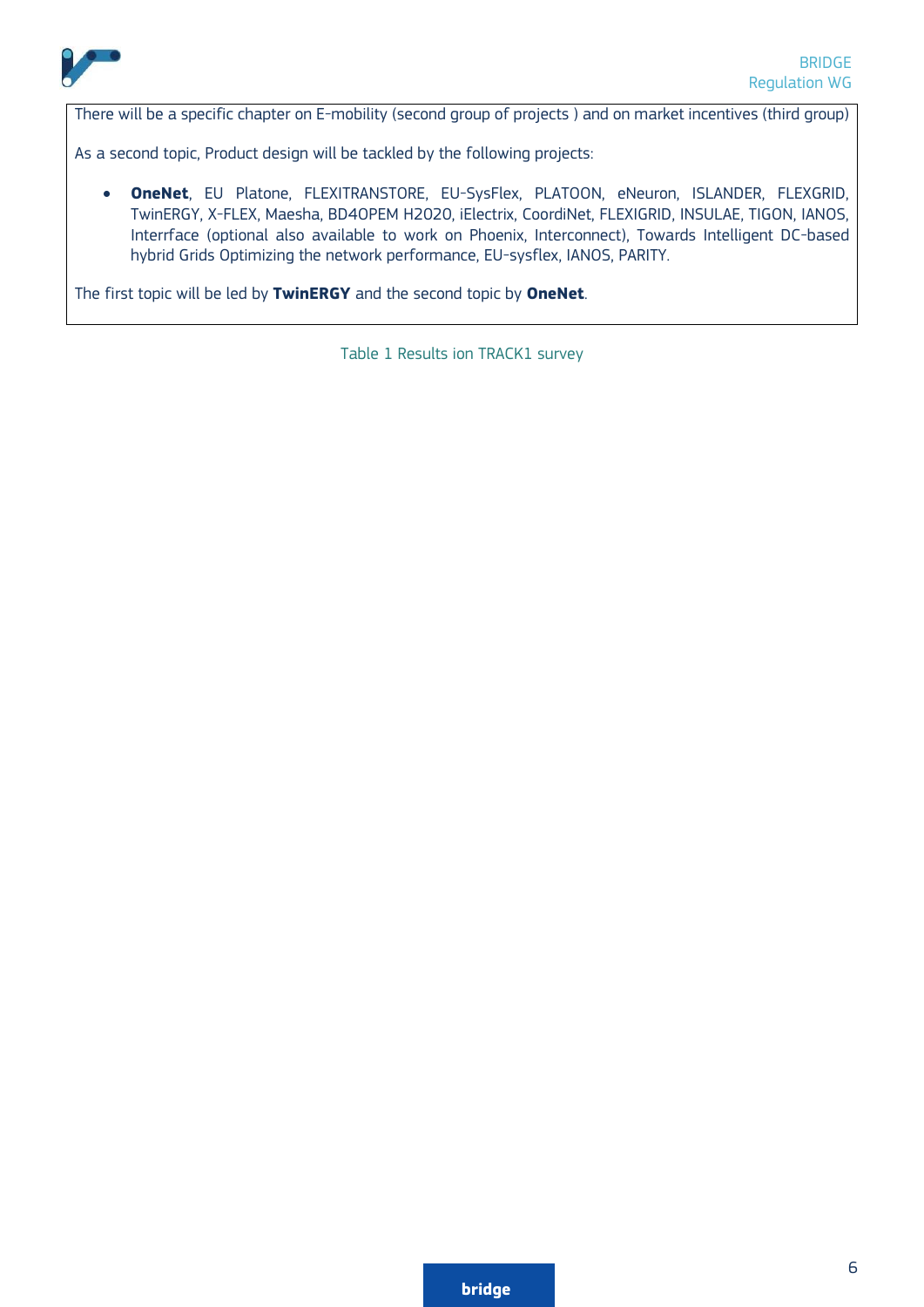There will be a specific chapter on E-mobility (second group of projects ) and on market incentives (third group)

As a second topic, Product design will be tackled by the following projects:

- **OneNet**, EU Platone, FLEXITRANSTORE, EU-SysFlex, PLATOON, eNeuron, ISLANDER, FLEXGRID, TwinERGY, X-FLEX, Maesha, BD4OPEM H2020, iElectrix, CoordiNet, FLEXIGRID, INSULAE, TIGON, IANOS, Interrface (optional also available to work on Phoenix, Interconnect), Towards Intelligent DC-based hybrid Grids Optimizing the network performance, EU-sysflex, IANOS, PARITY.

The first topic will be led by **TwinERGY** and the second topic by **OneNet**.

Table 1 Results ion TRACK1 survey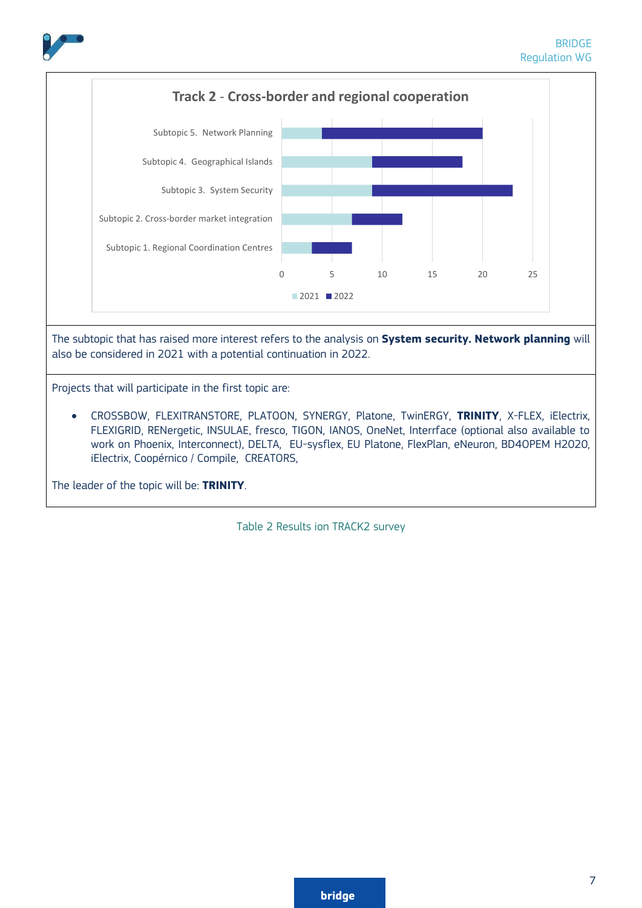**Track 2 - Cross-border and regional cooperation**

| Subtopic | 2021 | 2022 |
|---|---|---|
| Subtopic 5. Network Planning | 4 | 16 |
| Subtopic 4. Geographical Islands | 9 | 9 |
| Subtopic 3. System Security | 9 | 14 |
| Subtopic 2. Cross-border market integration | 7 | 5 |
| Subtopic 1. Regional Coordination Centres | 3 | 4 |

The subtopic that has raised more interest refers to the analysis on **System security. Network planning** will also be considered in 2021 with a potential continuation in 2022.

Projects that will participate in the first topic are:

- CROSSBOW, FLEXITRANSTORE, PLATOON, SYNERGY, Platone, TwinERGY, **TRINITY**, X-FLEX, iElectrix, FLEXIGRID, RENergetic, INSULAE, fresco, TIGON, IANOS, OneNet, Interrface (optional also available to work on Phoenix, Interconnect), DELTA, EU-sysflex, EU Platone, FlexPlan, eNeuron, BD4OPEM H2020, iElectrix, Coopérnico / Compile, CREATORS,

The leader of the topic will be: **TRINITY**.

Table 2 Results ion TRACK2 survey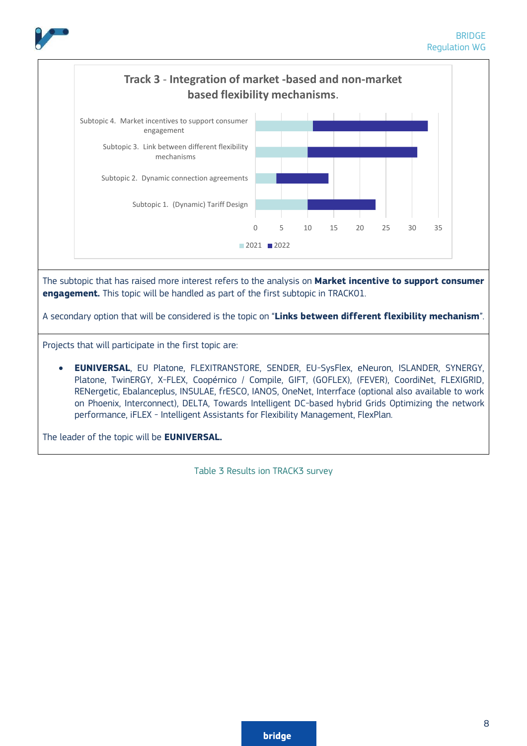**Track 3 - Integration of market -based and non-market based flexibility mechanisms.**

| Subtopic | 2021 | 2022 |
|---|---|---|
| Subtopic 4. Market incentives to support consumer engagement | 11 | 22 |
| Subtopic 3. Link between different flexibility mechanisms | 10 | 21 |
| Subtopic 2. Dynamic connection agreements | 4 | 10 |
| Subtopic 1. (Dynamic) Tariff Design | 10 | 13 |

The subtopic that has raised more interest refers to the analysis on **Market incentive to support consumer engagement.** This topic will be handled as part of the first subtopic in TRACK01.

A secondary option that will be considered is the topic on "**Links between different flexibility mechanism**".

Projects that will participate in the first topic are:

- **EUNIVERSAL**, EU Platone, FLEXITRANSTORE, SENDER, EU-SysFlex, eNeuron, ISLANDER, SYNERGY, Platone, TwinERGY, X-FLEX, Coopérnico / Compile, GIFT, (GOFLEX), (FEVER), CoordiNet, FLEXIGRID, RENergetic, Ebalanceplus, INSULAE, frESCO, IANOS, OneNet, Interrface (optional also available to work on Phoenix, Interconnect), DELTA, Towards Intelligent DC-based hybrid Grids Optimizing the network performance, iFLEX - Intelligent Assistants for Flexibility Management, FlexPlan.

The leader of the topic will be **EUNIVERSAL.**

Table 3 Results ion TRACK3 survey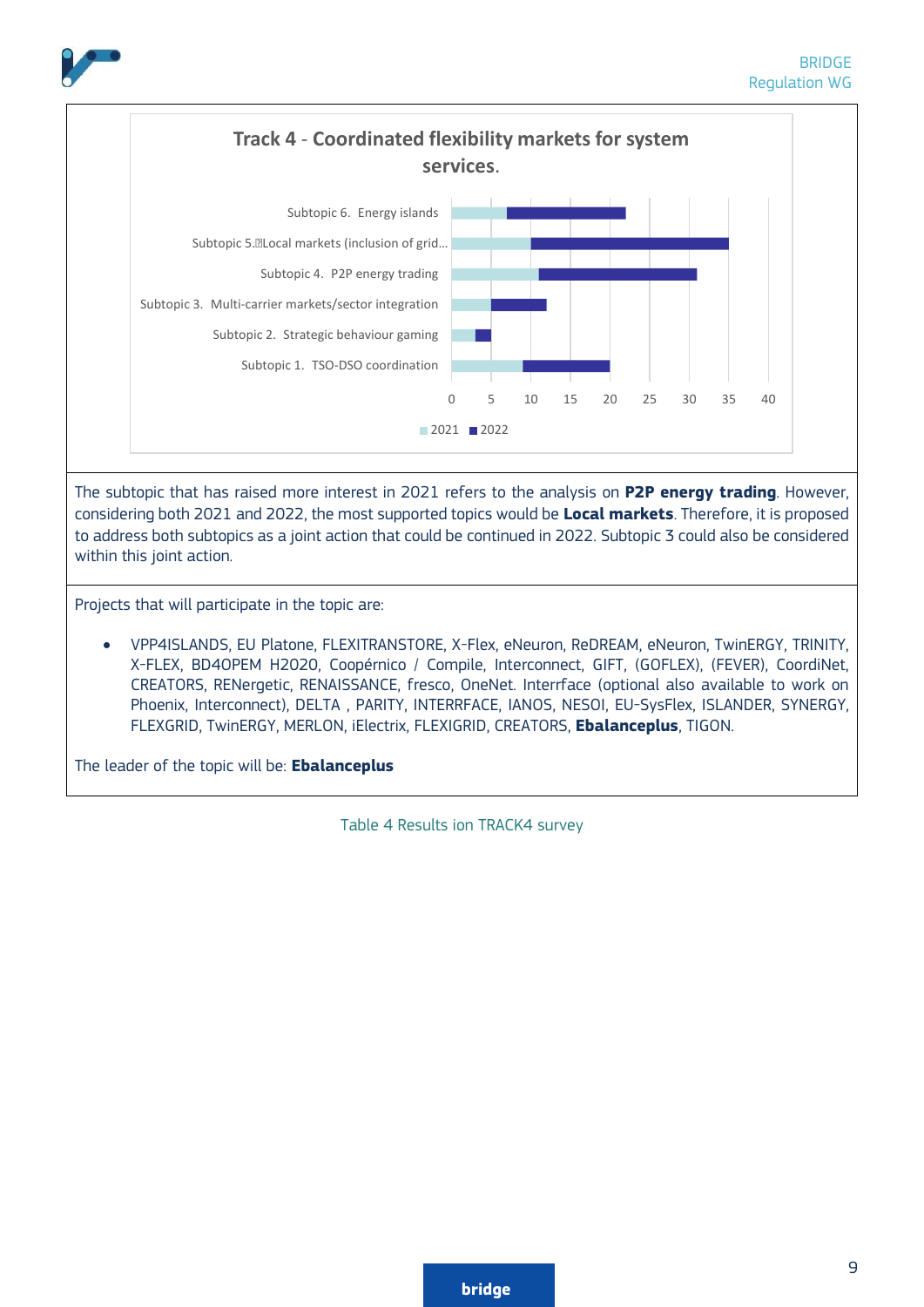**Track 4 - Coordinated flexibility markets for system services.**

| Subtopic | 2021 | 2022 |
|---|---|---|
| Subtopic 6. Energy islands | | |
| Subtopic 5. Local markets (inclusion of grid... | | |
| Subtopic 4. P2P energy trading | | |
| Subtopic 3. Multi-carrier markets/sector integration | | |
| Subtopic 2. Strategic behaviour gaming | | |
| Subtopic 1. TSO-DSO coordination | | |

The subtopic that has raised more interest in 2021 refers to the analysis on **P2P energy trading**. However, considering both 2021 and 2022, the most supported topics would be **Local markets**. Therefore, it is proposed to address both subtopics as a joint action that could be continued in 2022. Subtopic 3 could also be considered within this joint action.

Projects that will participate in the topic are:

- VPP4ISLANDS, EU Platone, FLEXITRANSTORE, X-Flex, eNeuron, ReDREAM, eNeuron, TwinERGY, TRINITY, X-FLEX, BD4OPEM H2020, Coopérnico / Compile, Interconnect, GIFT, (GOFLEX), (FEVER), CoordiNet, CREATORS, RENergetic, RENAISSANCE, fresco, OneNet. Interrface (optional also available to work on Phoenix, Interconnect), DELTA , PARITY, INTERRFACE, IANOS, NESOI, EU-SysFlex, ISLANDER, SYNERGY, FLEXGRID, TwinERGY, MERLON, iElectrix, FLEXIGRID, CREATORS, **Ebalanceplus**, TIGON.

The leader of the topic will be: **Ebalanceplus**

Table 4 Results ion TRACK4 survey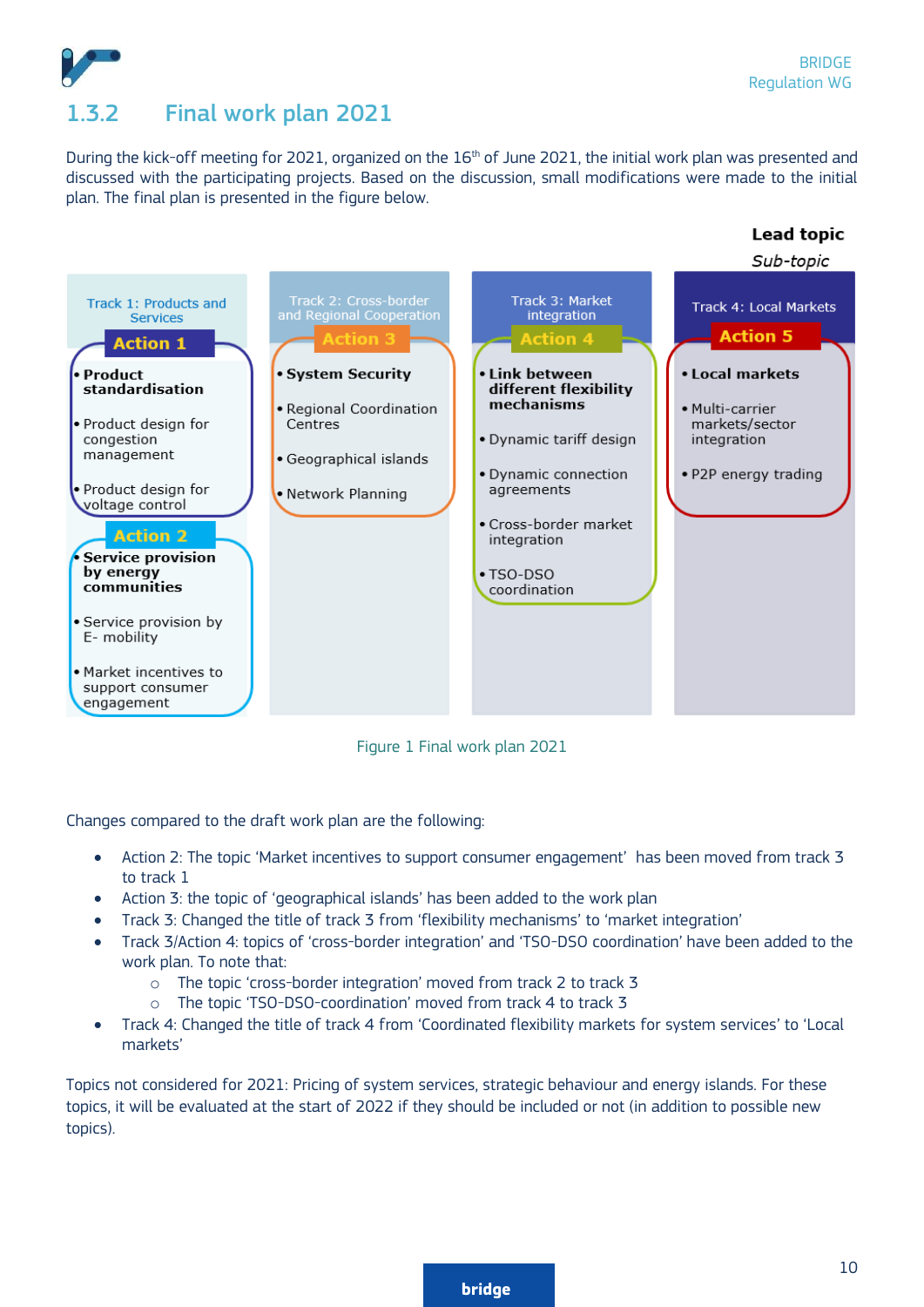## 1.3.2 Final work plan 2021

During the kick-off meeting for 2021, organized on the 16th of June 2021, the initial work plan was presented and discussed with the participating projects. Based on the discussion, small modifications were made to the initial plan. The final plan is presented in the figure below.

**Lead topic**

*Sub-topic*

| Track 1: Products and Services | Track 2: Cross-border and Regional Cooperation | Track 3: Market integration | Track 4: Local Markets |
|---|---|---|---|
| **Action 1** | **Action 3** | **Action 4** | **Action 5** |
| • **Product standardisation** | • **System Security** | • **Link between different flexibility mechanisms** | • **Local markets** |
| • Product design for congestion management | • Regional Coordination Centres | • Dynamic tariff design | • Multi-carrier markets/sector integration |
| • Product design for voltage control | • Geographical islands | • Dynamic connection agreements | • P2P energy trading |
| | • Network Planning | • Cross-border market integration | |
| | | • TSO-DSO coordination | |
| **Action 2** | | | |
| • **Service provision by energy communities** | | | |
| • Service provision by E- mobility | | | |
| • Market incentives to support consumer engagement | | | |

Figure 1 Final work plan 2021

Changes compared to the draft work plan are the following:

- Action 2: The topic 'Market incentives to support consumer engagement' has been moved from track 3 to track 1
- Action 3: the topic of 'geographical islands' has been added to the work plan
- Track 3: Changed the title of track 3 from 'flexibility mechanisms' to 'market integration'
- Track 3/Action 4: topics of 'cross-border integration' and 'TSO-DSO coordination' have been added to the work plan. To note that:
  - The topic 'cross-border integration' moved from track 2 to track 3
  - The topic 'TSO-DSO-coordination' moved from track 4 to track 3
- Track 4: Changed the title of track 4 from 'Coordinated flexibility markets for system services' to 'Local markets'

Topics not considered for 2021: Pricing of system services, strategic behaviour and energy islands. For these topics, it will be evaluated at the start of 2022 if they should be included or not (in addition to possible new topics).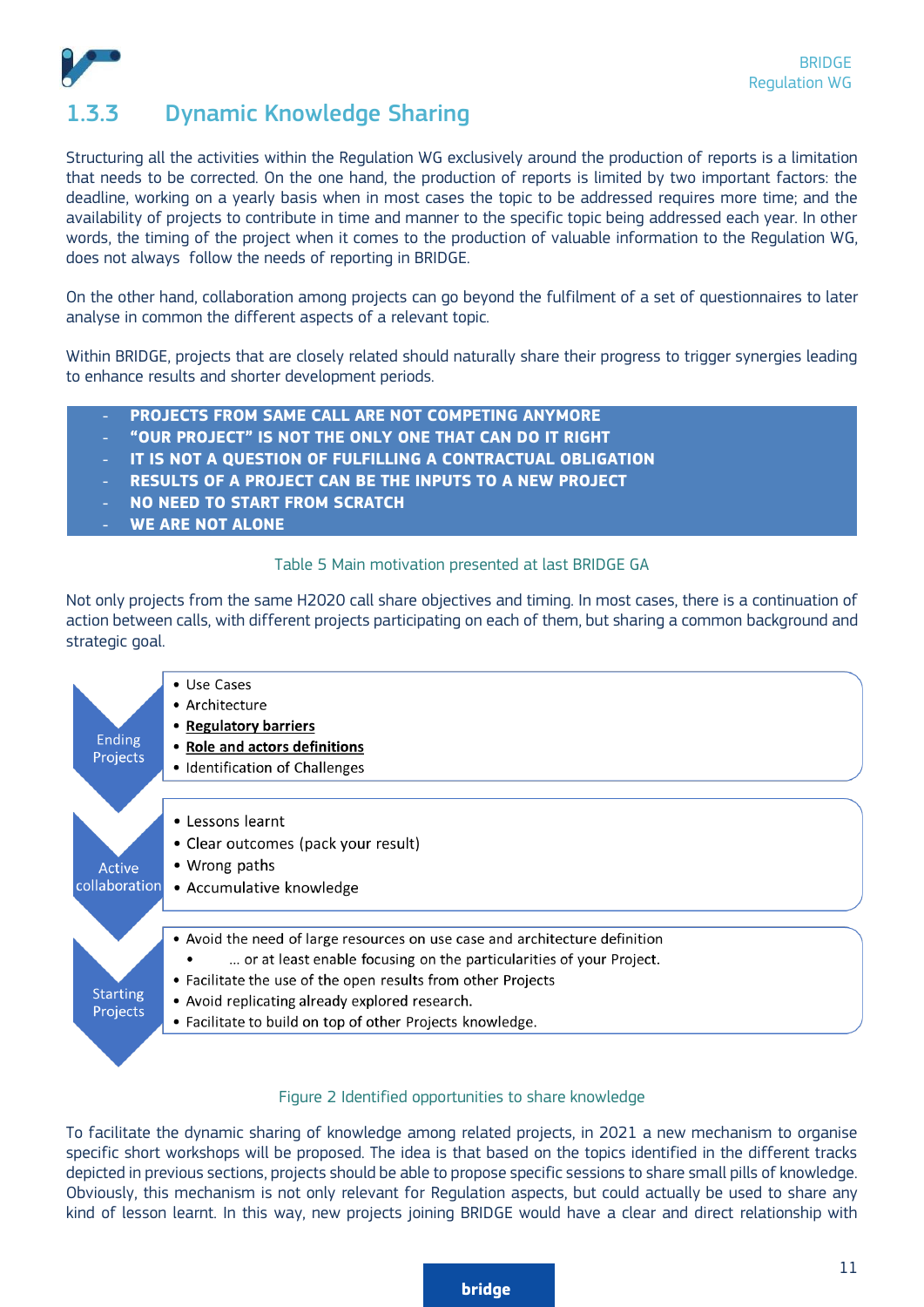### 1.3.3 Dynamic Knowledge Sharing

Structuring all the activities within the Regulation WG exclusively around the production of reports is a limitation that needs to be corrected. On the one hand, the production of reports is limited by two important factors: the deadline, working on a yearly basis when in most cases the topic to be addressed requires more time; and the availability of projects to contribute in time and manner to the specific topic being addressed each year. In other words, the timing of the project when it comes to the production of valuable information to the Regulation WG, does not always follow the needs of reporting in BRIDGE.

On the other hand, collaboration among projects can go beyond the fulfilment of a set of questionnaires to later analyse in common the different aspects of a relevant topic.

Within BRIDGE, projects that are closely related should naturally share their progress to trigger synergies leading to enhance results and shorter development periods.

| - **PROJECTS FROM SAME CALL ARE NOT COMPETING ANYMORE** |
|---|
| - **"OUR PROJECT" IS NOT THE ONLY ONE THAT CAN DO IT RIGHT** |
| - **IT IS NOT A QUESTION OF FULFILLING A CONTRACTUAL OBLIGATION** |
| - **RESULTS OF A PROJECT CAN BE THE INPUTS TO A NEW PROJECT** |
| - **NO NEED TO START FROM SCRATCH** |
| - **WE ARE NOT ALONE** |

Table 5 Main motivation presented at last BRIDGE GA

Not only projects from the same H2020 call share objectives and timing. In most cases, there is a continuation of action between calls, with different projects participating on each of them, but sharing a common background and strategic goal.

**Ending Projects**
- Use Cases
- Architecture
- **Regulatory barriers**
- **Role and actors definitions**
- Identification of Challenges

**Active collaboration**
- Lessons learnt
- Clear outcomes (pack your result)
- Wrong paths
- Accumulative knowledge

**Starting Projects**
- Avoid the need of large resources on use case and architecture definition
  - ... or at least enable focusing on the particularities of your Project.
- Facilitate the use of the open results from other Projects
- Avoid replicating already explored research.
- Facilitate to build on top of other Projects knowledge.

Figure 2 Identified opportunities to share knowledge

To facilitate the dynamic sharing of knowledge among related projects, in 2021 a new mechanism to organise specific short workshops will be proposed. The idea is that based on the topics identified in the different tracks depicted in previous sections, projects should be able to propose specific sessions to share small pills of knowledge. Obviously, this mechanism is not only relevant for Regulation aspects, but could actually be used to share any kind of lesson learnt. In this way, new projects joining BRIDGE would have a clear and direct relationship with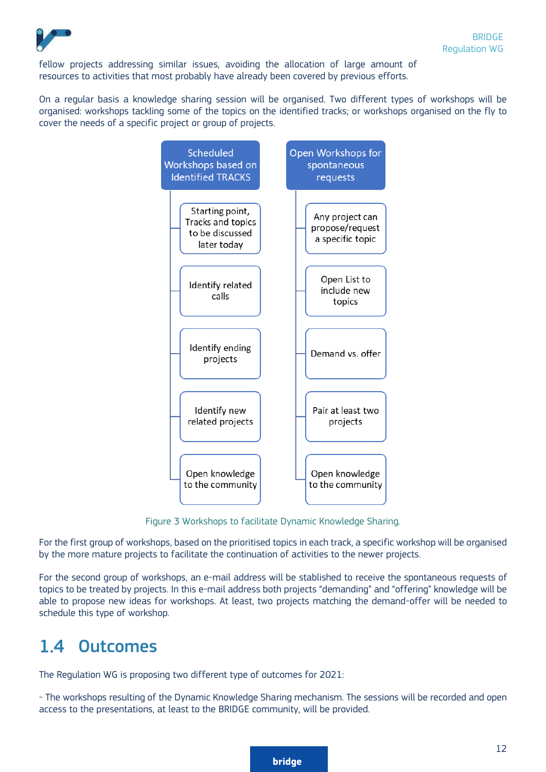fellow projects addressing similar issues, avoiding the allocation of large amount of resources to activities that most probably have already been covered by previous efforts.

On a regular basis a knowledge sharing session will be organised. Two different types of workshops will be organised: workshops tackling some of the topics on the identified tracks; or workshops organised on the fly to cover the needs of a specific project or group of projects.

| Scheduled Workshops based on Identified TRACKS | Open Workshops for spontaneous requests |
| --- | --- |
| Starting point, Tracks and topics to be discussed later today | Any project can propose/request a specific topic |
| Identify related calls | Open List to include new topics |
| Identify ending projects | Demand vs. offer |
| Identify new related projects | Pair at least two projects |
| Open knowledge to the community | Open knowledge to the community |

Figure 3 Workshops to facilitate Dynamic Knowledge Sharing.

For the first group of workshops, based on the prioritised topics in each track, a specific workshop will be organised by the more mature projects to facilitate the continuation of activities to the newer projects.

For the second group of workshops, an e-mail address will be stablished to receive the spontaneous requests of topics to be treated by projects. In this e-mail address both projects “demanding” and “offering” knowledge will be able to propose new ideas for workshops. At least, two projects matching the demand-offer will be needed to schedule this type of workshop.

## 1.4 Outcomes

The Regulation WG is proposing two different type of outcomes for 2021:

- The workshops resulting of the Dynamic Knowledge Sharing mechanism. The sessions will be recorded and open access to the presentations, at least to the BRIDGE community, will be provided.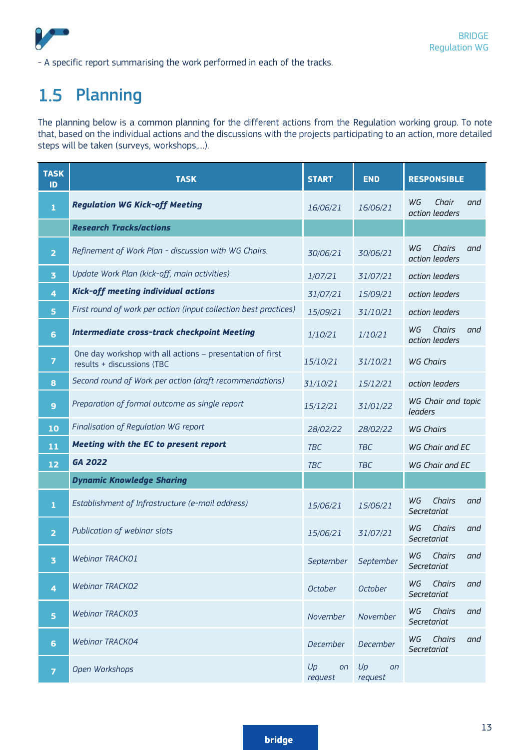- A specific report summarising the work performed in each of the tracks.

## 1.5 Planning

The planning below is a common planning for the different actions from the Regulation working group. To note that, based on the individual actions and the discussions with the projects participating to an action, more detailed steps will be taken (surveys, workshops,…).

| TASK ID | TASK | START | END | RESPONSIBLE |
|---|---|---|---|---|
| 1 | ***Regulation WG Kick-off Meeting*** | *16/06/21* | *16/06/21* | *WG Chair and action leaders* |
| | ***Research Tracks/actions*** | | | |
| 2 | *Refinement of Work Plan - discussion with WG Chairs.* | *30/06/21* | *30/06/21* | *WG Chairs and action leaders* |
| 3 | *Update Work Plan (kick-off, main activities)* | *1/07/21* | *31/07/21* | *action leaders* |
| 4 | ***Kick-off meeting individual actions*** | *31/07/21* | *15/09/21* | *action leaders* |
| 5 | *First round of work per action (input collection best practices)* | *15/09/21* | *31/10/21* | *action leaders* |
| 6 | ***Intermediate cross-track checkpoint Meeting*** | *1/10/21* | *1/10/21* | *WG Chairs and action leaders* |
| 7 | One day workshop with all actions – presentation of first results + discussions (TBC | *15/10/21* | *31/10/21* | *WG Chairs* |
| 8 | *Second round of Work per action (draft recommendations)* | *31/10/21* | *15/12/21* | *action leaders* |
| 9 | *Preparation of formal outcome as single report* | *15/12/21* | *31/01/22* | *WG Chair and topic leaders* |
| 10 | *Finalisation of Regulation WG report* | *28/02/22* | *28/02/22* | *WG Chairs* |
| 11 | ***Meeting with the EC to present report*** | *TBC* | *TBC* | *WG Chair and EC* |
| 12 | ***GA 2022*** | *TBC* | *TBC* | *WG Chair and EC* |
| | ***Dynamic Knowledge Sharing*** | | | |
| 1 | *Establishment of Infrastructure (e-mail address)* | *15/06/21* | *15/06/21* | *WG Chairs and Secretariat* |
| 2 | *Publication of webinar slots* | *15/06/21* | *31/07/21* | *WG Chairs and Secretariat* |
| 3 | *Webinar TRACK01* | *September* | *September* | *WG Chairs and Secretariat* |
| 4 | *Webinar TRACK02* | *October* | *October* | *WG Chairs and Secretariat* |
| 5 | *Webinar TRACK03* | *November* | *November* | *WG Chairs and Secretariat* |
| 6 | *Webinar TRACK04* | *December* | *December* | *WG Chairs and Secretariat* |
| 7 | *Open Workshops* | *Up on request* | *Up on request* | |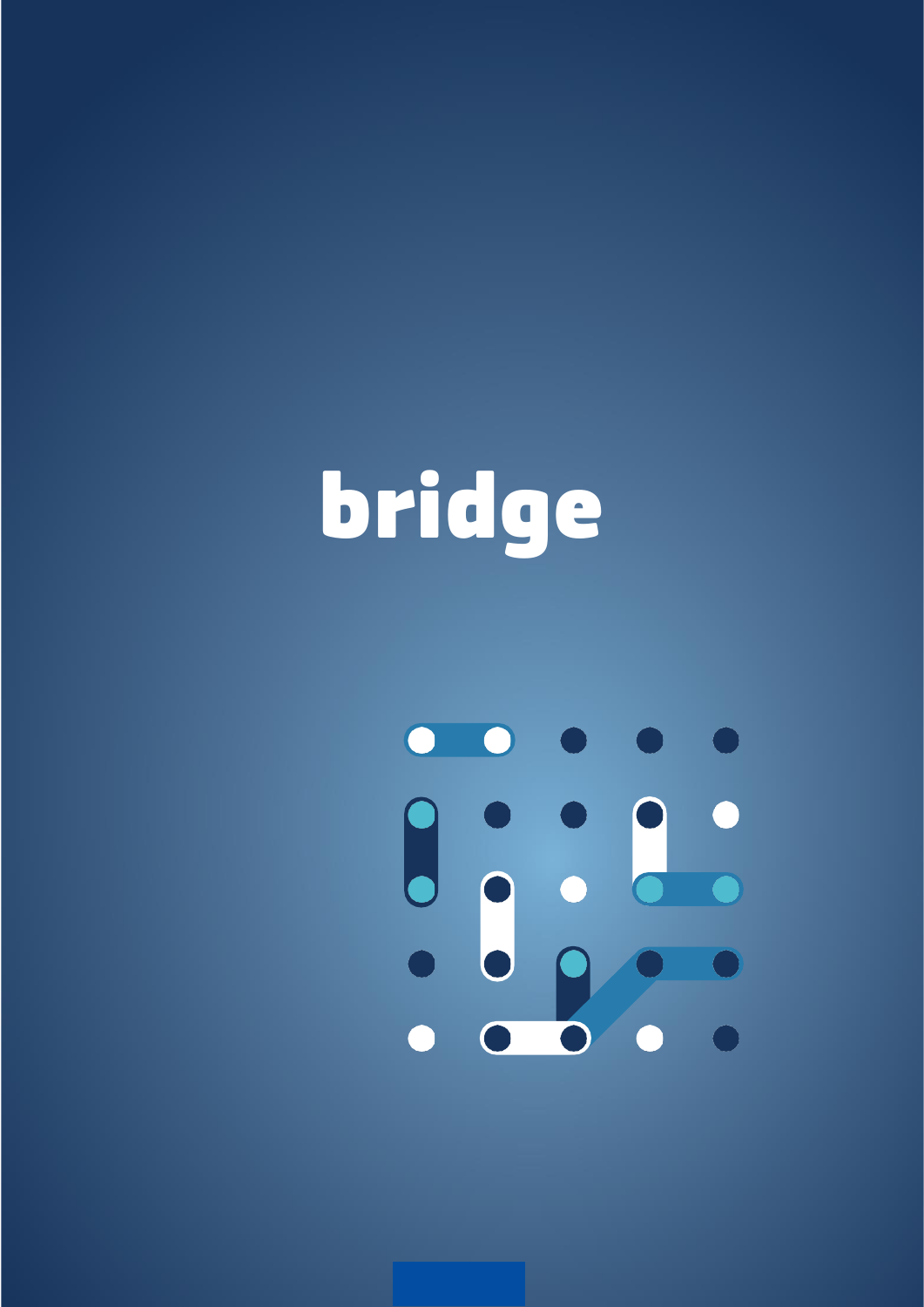# bridge